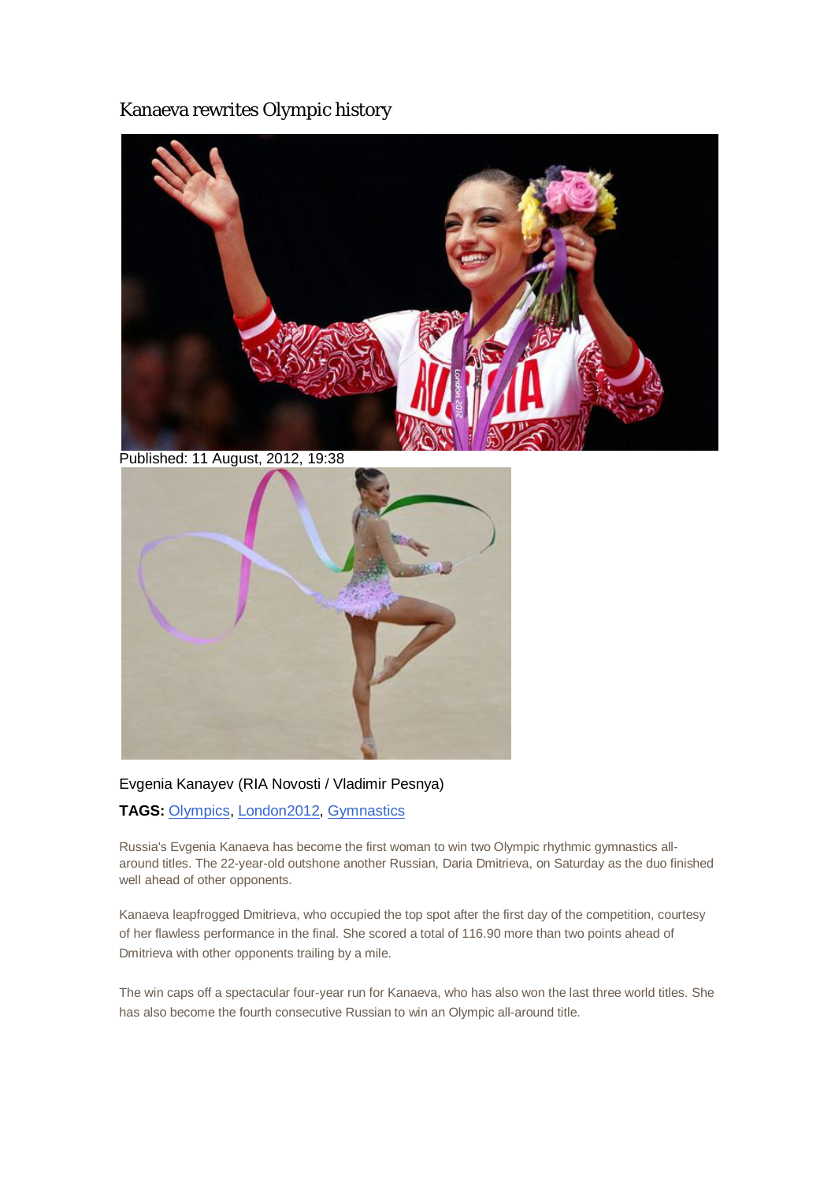# Kanaeva rewrites Olympic history

Published: 11 August, 2012, 19:38

Evgenia Kanayev (RIA Novosti / Vladimir Pesnya)

**TAGS:** Olympics, London2012, Gymnastics

Russia's Evgenia Kanaeva has become the first woman to win two Olympic rhythmic gymnastics all-around titles. The 22-year-old outshone another Russian, Daria Dmitrieva, on Saturday as the duo finished well ahead of other opponents.

Kanaeva leapfrogged Dmitrieva, who occupied the top spot after the first day of the competition, courtesy of her flawless performance in the final. She scored a total of 116.90 more than two points ahead of Dmitrieva with other opponents trailing by a mile.

The win caps off a spectacular four-year run for Kanaeva, who has also won the last three world titles. She has also become the fourth consecutive Russian to win an Olympic all-around title.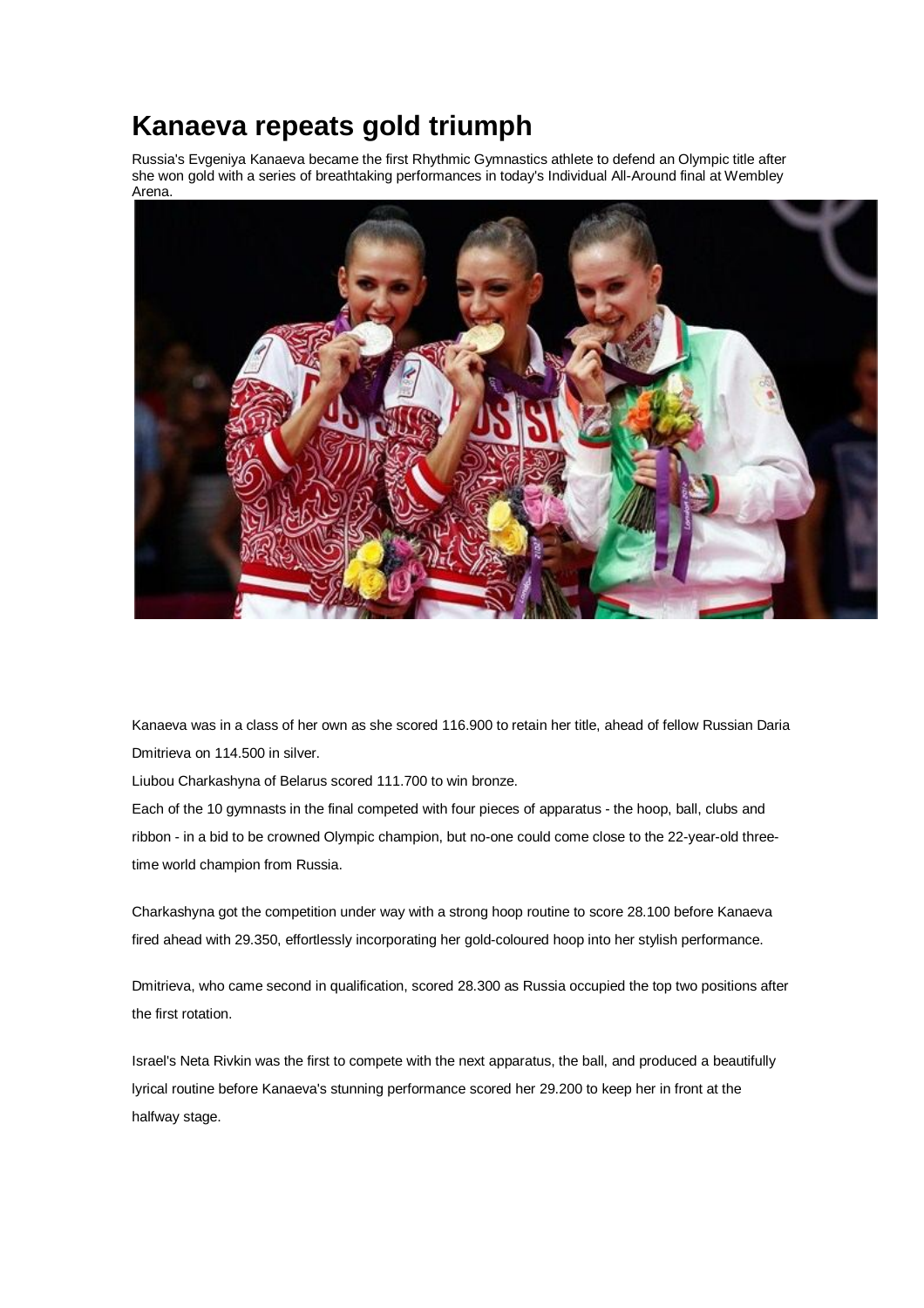# Kanaeva repeats gold triumph

Russia's Evgeniya Kanaeva became the first Rhythmic Gymnastics athlete to defend an Olympic title after she won gold with a series of breathtaking performances in today's Individual All-Around final at Wembley Arena.

Kanaeva was in a class of her own as she scored 116.900 to retain her title, ahead of fellow Russian Daria Dmitrieva on 114.500 in silver.

Liubou Charkashyna of Belarus scored 111.700 to win bronze.

Each of the 10 gymnasts in the final competed with four pieces of apparatus - the hoop, ball, clubs and ribbon - in a bid to be crowned Olympic champion, but no-one could come close to the 22-year-old three-time world champion from Russia.

Charkashyna got the competition under way with a strong hoop routine to score 28.100 before Kanaeva fired ahead with 29.350, effortlessly incorporating her gold-coloured hoop into her stylish performance.

Dmitrieva, who came second in qualification, scored 28.300 as Russia occupied the top two positions after the first rotation.

Israel's Neta Rivkin was the first to compete with the next apparatus, the ball, and produced a beautifully lyrical routine before Kanaeva's stunning performance scored her 29.200 to keep her in front at the halfway stage.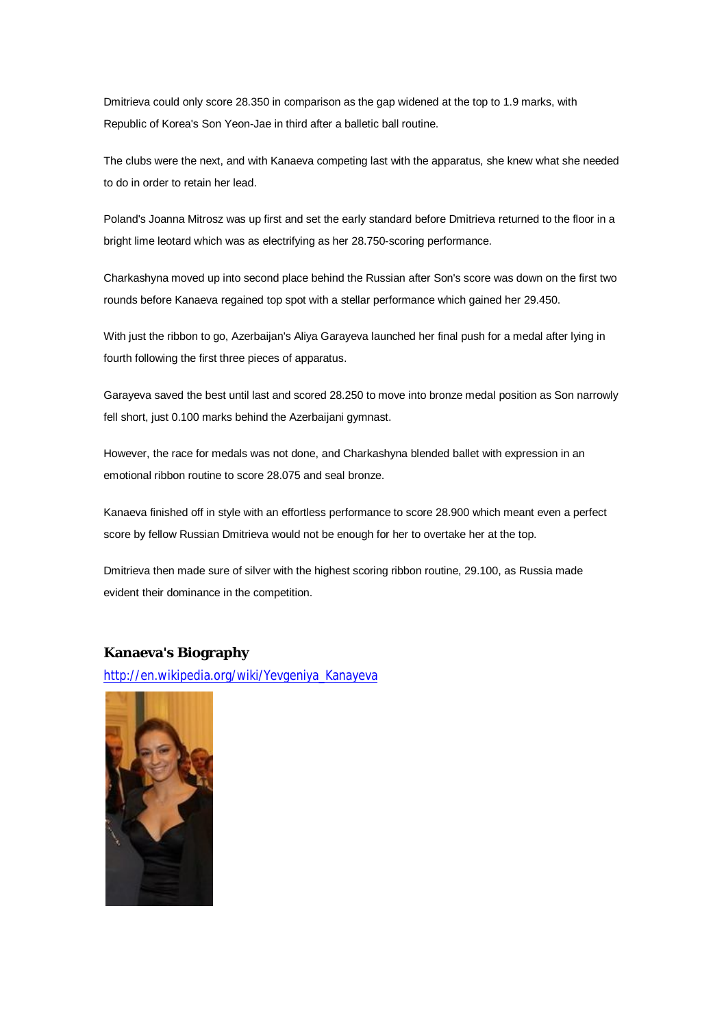Dmitrieva could only score 28.350 in comparison as the gap widened at the top to 1.9 marks, with Republic of Korea's Son Yeon-Jae in third after a balletic ball routine.

The clubs were the next, and with Kanaeva competing last with the apparatus, she knew what she needed to do in order to retain her lead.

Poland's Joanna Mitrosz was up first and set the early standard before Dmitrieva returned to the floor in a bright lime leotard which was as electrifying as her 28.750-scoring performance.

Charkashyna moved up into second place behind the Russian after Son's score was down on the first two rounds before Kanaeva regained top spot with a stellar performance which gained her 29.450.

With just the ribbon to go, Azerbaijan's Aliya Garayeva launched her final push for a medal after lying in fourth following the first three pieces of apparatus.

Garayeva saved the best until last and scored 28.250 to move into bronze medal position as Son narrowly fell short, just 0.100 marks behind the Azerbaijani gymnast.

However, the race for medals was not done, and Charkashyna blended ballet with expression in an emotional ribbon routine to score 28.075 and seal bronze.

Kanaeva finished off in style with an effortless performance to score 28.900 which meant even a perfect score by fellow Russian Dmitrieva would not be enough for her to overtake her at the top.

Dmitrieva then made sure of silver with the highest scoring ribbon routine, 29.100, as Russia made evident their dominance in the competition.

### Kanaeva's Biography

http://en.wikipedia.org/wiki/Yevgeniya_Kanayeva